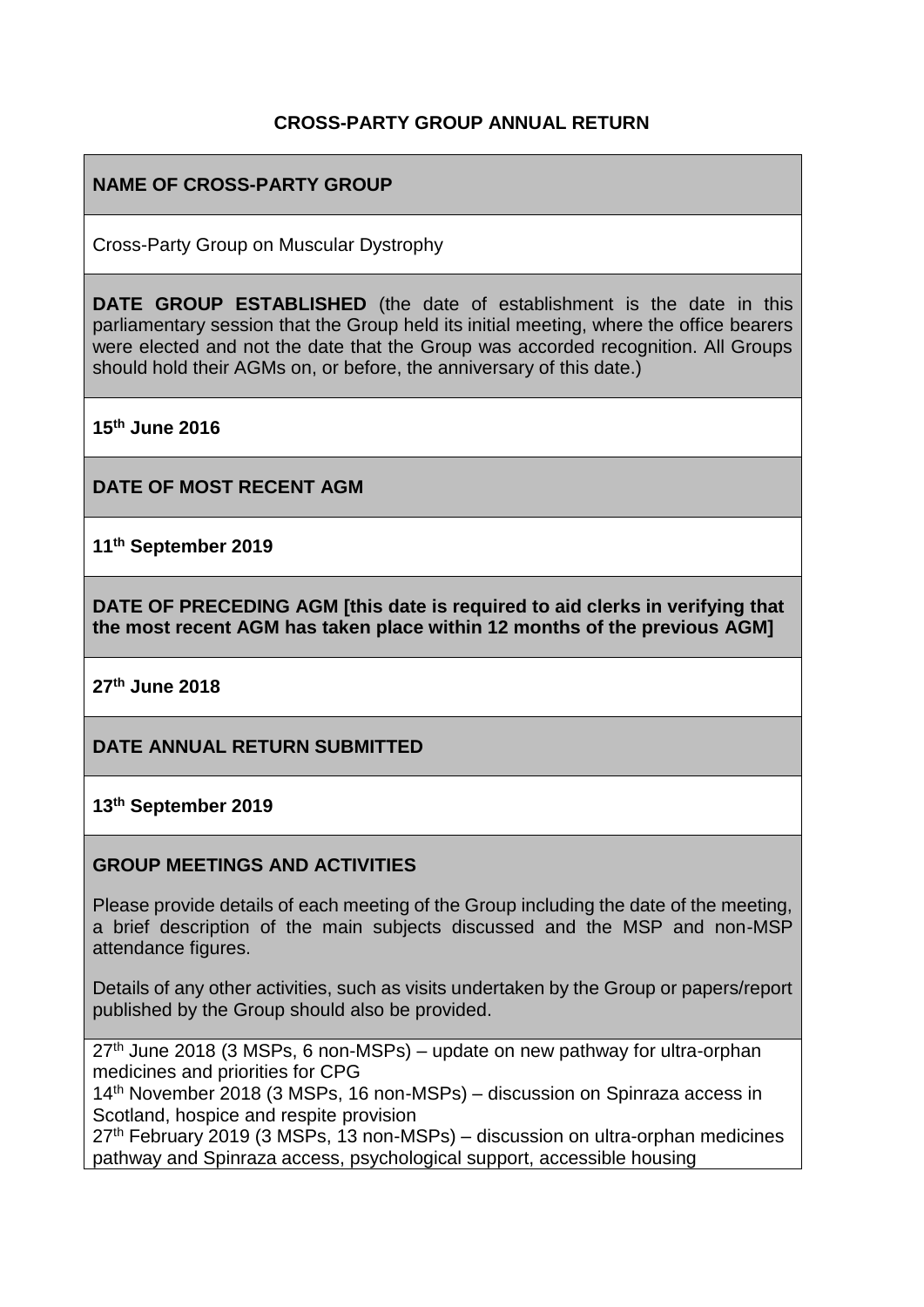# CROSS-PARTY GROUP ANNUAL RETURN

**NAME OF CROSS-PARTY GROUP**

Cross-Party Group on Muscular Dystrophy

**DATE GROUP ESTABLISHED** (the date of establishment is the date in this parliamentary session that the Group held its initial meeting, where the office bearers were elected and not the date that the Group was accorded recognition. All Groups should hold their AGMs on, or before, the anniversary of this date.)

**15th June 2016**

**DATE OF MOST RECENT AGM**

**11th September 2019**

**DATE OF PRECEDING AGM [this date is required to aid clerks in verifying that the most recent AGM has taken place within 12 months of the previous AGM]**

**27th June 2018**

**DATE ANNUAL RETURN SUBMITTED**

**13th September 2019**

**GROUP MEETINGS AND ACTIVITIES**

Please provide details of each meeting of the Group including the date of the meeting, a brief description of the main subjects discussed and the MSP and non-MSP attendance figures.

Details of any other activities, such as visits undertaken by the Group or papers/report published by the Group should also be provided.

27th June 2018 (3 MSPs, 6 non-MSPs) – update on new pathway for ultra-orphan medicines and priorities for CPG

14th November 2018 (3 MSPs, 16 non-MSPs) – discussion on Spinraza access in Scotland, hospice and respite provision

27th February 2019 (3 MSPs, 13 non-MSPs) – discussion on ultra-orphan medicines pathway and Spinraza access, psychological support, accessible housing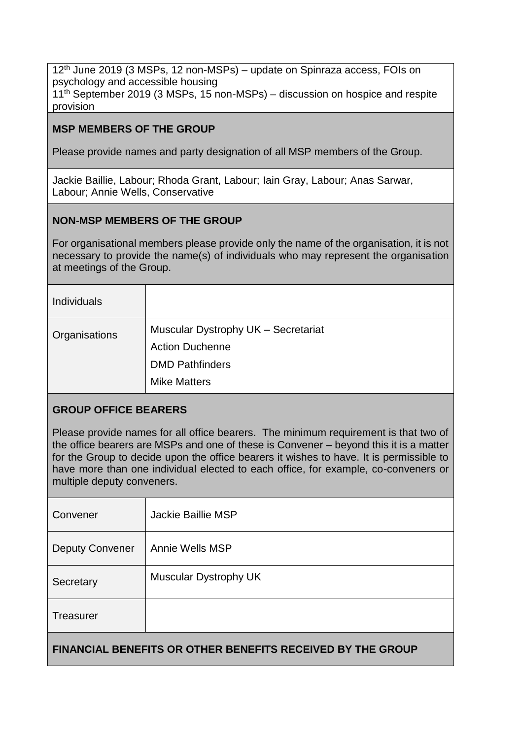12th June 2019 (3 MSPs, 12 non-MSPs) – update on Spinraza access, FOIs on psychology and accessible housing
11th September 2019 (3 MSPs, 15 non-MSPs) – discussion on hospice and respite provision

**MSP MEMBERS OF THE GROUP**

Please provide names and party designation of all MSP members of the Group.

Jackie Baillie, Labour; Rhoda Grant, Labour; Iain Gray, Labour; Anas Sarwar, Labour; Annie Wells, Conservative

**NON-MSP MEMBERS OF THE GROUP**

For organisational members please provide only the name of the organisation, it is not necessary to provide the name(s) of individuals who may represent the organisation at meetings of the Group.

| | |
|---|---|
| Individuals | |
| Organisations | Muscular Dystrophy UK – Secretariat<br>Action Duchenne<br>DMD Pathfinders<br>Mike Matters |

**GROUP OFFICE BEARERS**

Please provide names for all office bearers. The minimum requirement is that two of the office bearers are MSPs and one of these is Convener – beyond this it is a matter for the Group to decide upon the office bearers it wishes to have. It is permissible to have more than one individual elected to each office, for example, co-conveners or multiple deputy conveners.

| | |
|---|---|
| Convener | Jackie Baillie MSP |
| Deputy Convener | Annie Wells MSP |
| Secretary | Muscular Dystrophy UK |
| Treasurer | |

**FINANCIAL BENEFITS OR OTHER BENEFITS RECEIVED BY THE GROUP**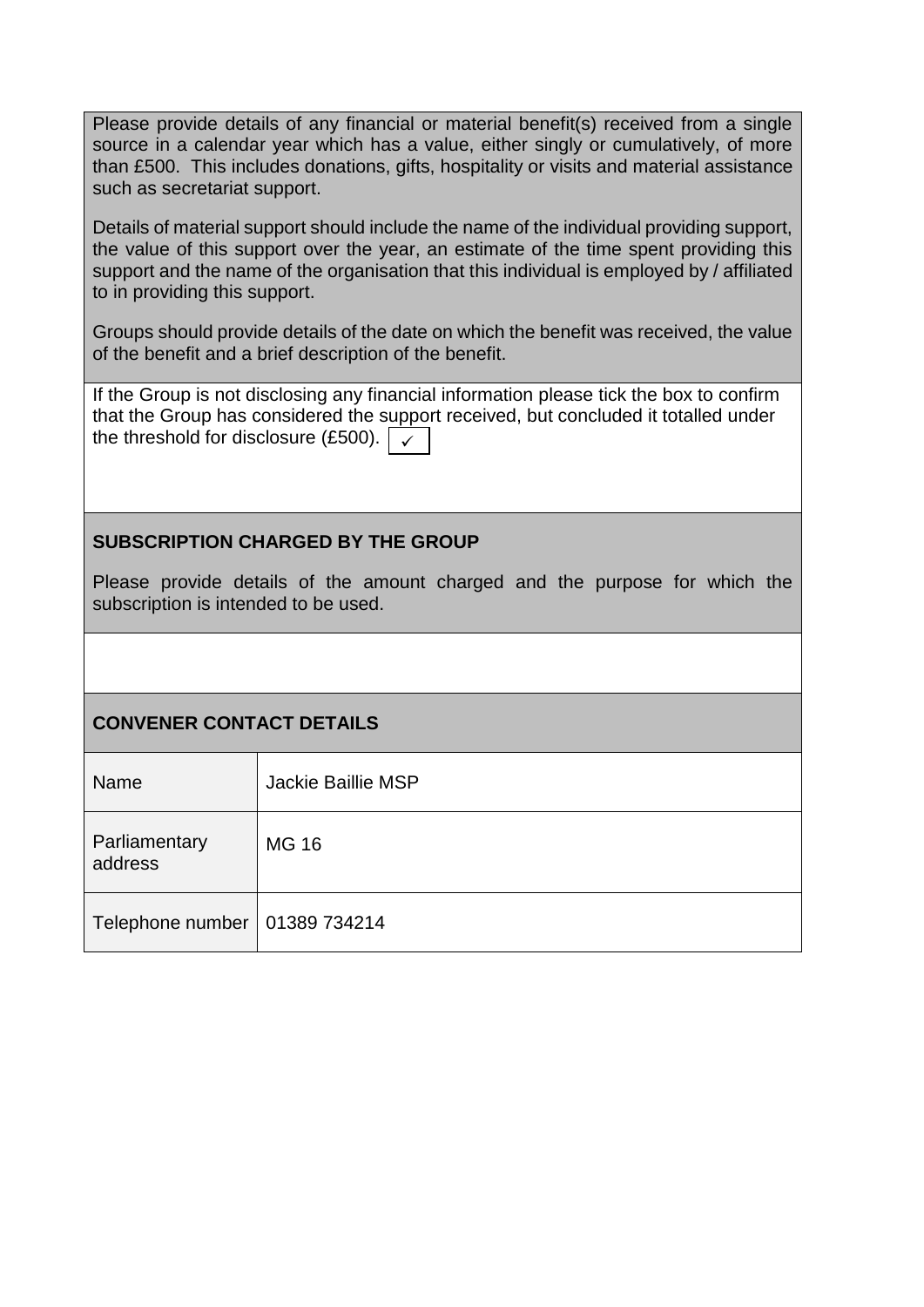Please provide details of any financial or material benefit(s) received from a single source in a calendar year which has a value, either singly or cumulatively, of more than £500. This includes donations, gifts, hospitality or visits and material assistance such as secretariat support.

Details of material support should include the name of the individual providing support, the value of this support over the year, an estimate of the time spent providing this support and the name of the organisation that this individual is employed by / affiliated to in providing this support.

Groups should provide details of the date on which the benefit was received, the value of the benefit and a brief description of the benefit.

If the Group is not disclosing any financial information please tick the box to confirm that the Group has considered the support received, but concluded it totalled under the threshold for disclosure (£500). ✓

**SUBSCRIPTION CHARGED BY THE GROUP**

Please provide details of the amount charged and the purpose for which the subscription is intended to be used.

**CONVENER CONTACT DETAILS**

| | |
|---|---|
| Name | Jackie Baillie MSP |
| Parliamentary address | MG 16 |
| Telephone number | 01389 734214 |